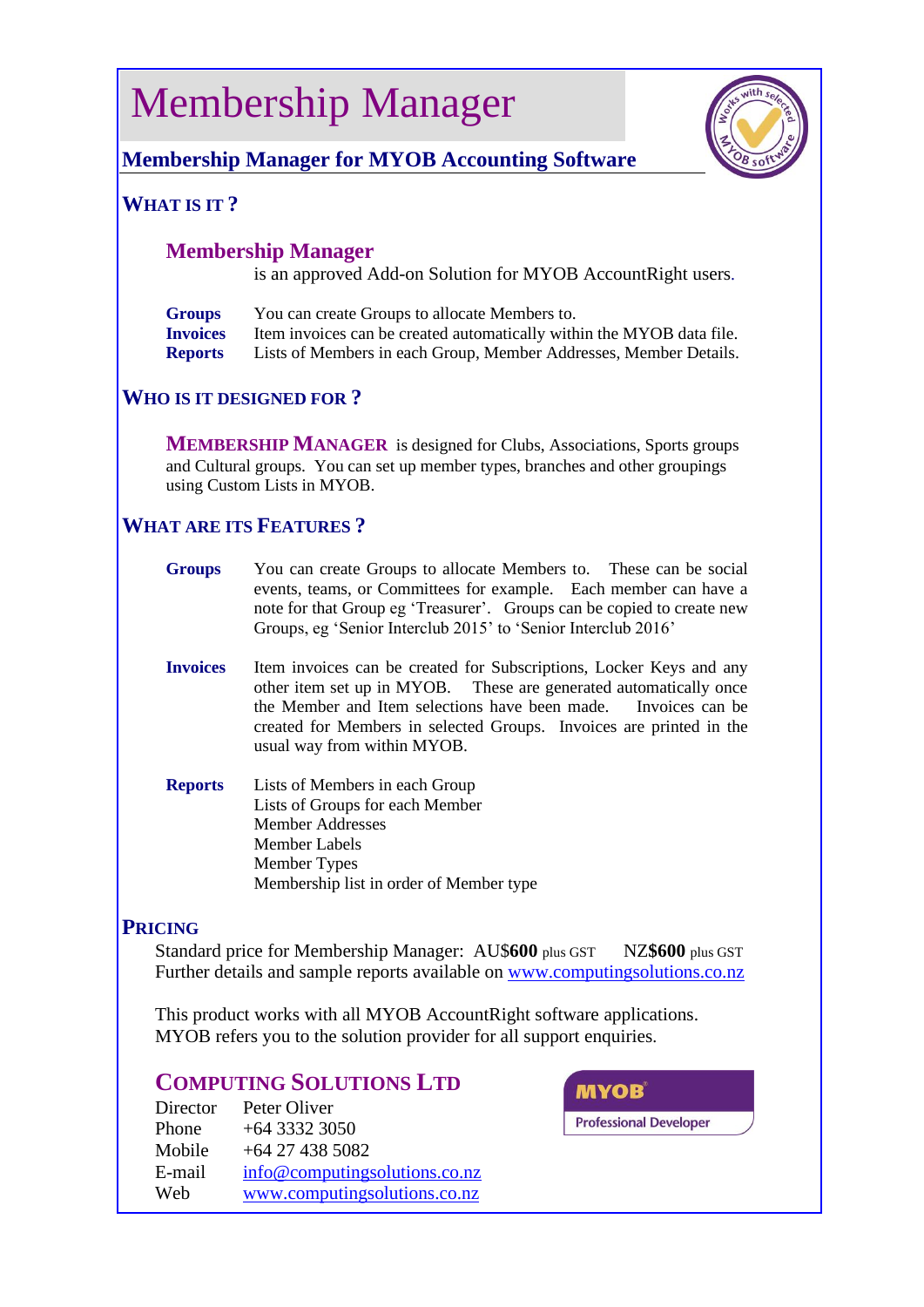# Membership Manager

## Membership Manager for MYOB Accounting Software

### WHAT IS IT ?

**Membership Manager**
is an approved Add-on Solution for MYOB AccountRight users.

**Groups** You can create Groups to allocate Members to.
**Invoices** Item invoices can be created automatically within the MYOB data file.
**Reports** Lists of Members in each Group, Member Addresses, Member Details.

### WHO IS IT DESIGNED FOR ?

**MEMBERSHIP MANAGER** is designed for Clubs, Associations, Sports groups and Cultural groups. You can set up member types, branches and other groupings using Custom Lists in MYOB.

### WHAT ARE ITS FEATURES ?

**Groups** You can create Groups to allocate Members to. These can be social events, teams, or Committees for example. Each member can have a note for that Group eg 'Treasurer'. Groups can be copied to create new Groups, eg 'Senior Interclub 2015' to 'Senior Interclub 2016'

**Invoices** Item invoices can be created for Subscriptions, Locker Keys and any other item set up in MYOB. These are generated automatically once the Member and Item selections have been made. Invoices can be created for Members in selected Groups. Invoices are printed in the usual way from within MYOB.

**Reports**
Lists of Members in each Group
Lists of Groups for each Member
Member Addresses
Member Labels
Member Types
Membership list in order of Member type

### PRICING

Standard price for Membership Manager: AU$**600** plus GST NZ$**600** plus GST
Further details and sample reports available on [www.computingsolutions.co.nz](http://www.computingsolutions.co.nz)

This product works with all MYOB AccountRight software applications.
MYOB refers you to the solution provider for all support enquiries.

### COMPUTING SOLUTIONS LTD

Director Peter Oliver
Phone +64 3332 3050
Mobile +64 27 438 5082
E-mail [info@computingsolutions.co.nz](mailto:info@computingsolutions.co.nz)
Web [www.computingsolutions.co.nz](http://www.computingsolutions.co.nz)

MYOB Professional Developer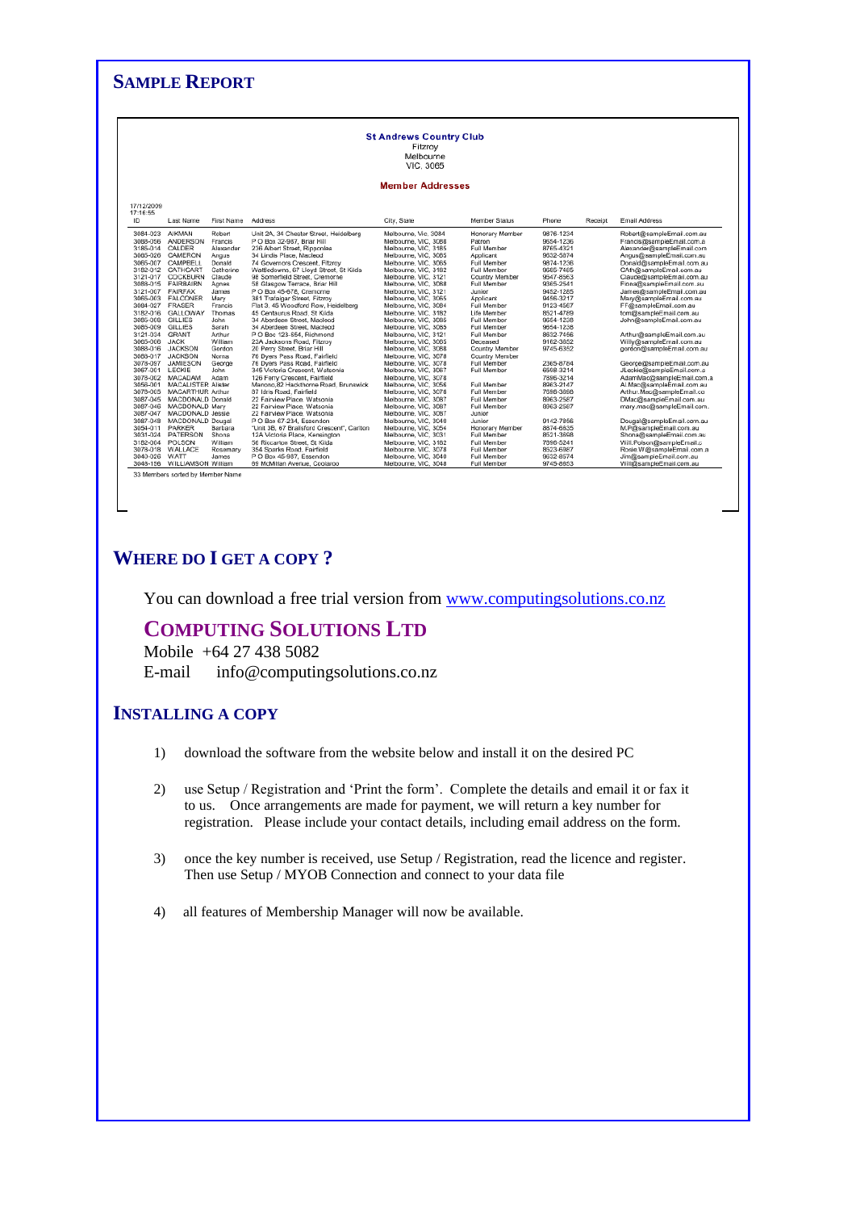## SAMPLE REPORT

**St Andrews Country Club**
Fitzroy
Melbourne
VIC, 3065

**Member Addresses**

17/12/2009
17:16:55

| ID | Last Name | First Name | Address | City, State | Member Status | Phone | Receipt | Email Address |
|---|---|---|---|---|---|---|---|---|
| 3084-023 | AIKMAN | Robert | Unit 2A, 34 Chester Street, Heidelberg | Melbourne, Vic, 3084 | Honorary Member | 9876-1234 | | Robert@sampleEmail.com.au |
| 3088-056 | ANDERSON | Francis | P O Box 32-987, Briar Hill | Melbourne, VIC, 3088 | Patron | 9654-1236 | | Francis@sampleEmail.com.a |
| 3185-014 | CALDER | Alexander | 236 Albert Street, Ripponlea | Melbourne, VIC, 3185 | Full Member | 8765-4321 | | Alexander@sampleEmail.com |
| 3085-026 | CAMERON | Angus | 34 Lindis Place, Macleod | Melbourne, VIC, 3085 | Applicant | 9632-5874 | | Angus@sampleEmail.com.au |
| 3065-007 | CAMPBELL | Donald | 74 Governors Crescent, Fitzroy | Melbourne, VIC, 3065 | Full Member | 9874-1236 | | Donald@sampleEmail.com.au |
| 3182-012 | CATHCART | Catherine | Wattledowns, 67 Lloyd Street, St Kilda | Melbourne, VIC, 3182 | Full Member | 6985-7485 | | CAth@sampleEmail.com.au |
| 3121-017 | COCKBURN | Claude | 98 Somerfield Street, Cremorne | Melbourne, VIC, 3121 | Country Member | 9547-8563 | | Claude@sampleEmail.com.au |
| 3088-015 | FAIRBAIRN | Agnes | 58 Glasgow Terrace, Briar Hill | Melbourne, VIC, 3088 | Full Member | 9365-2541 | | Fiona@sampleEmail.com.au |
| 3121-007 | FAIRFAX | James | P O Box 45-678, Cremorne | Melbourne, VIC, 3121 | Junior | 9452-1285 | | James@sampleEmail.com.au |
| 3065-003 | FALCONER | Mary | 381 Trafalgar Street, Fitzroy | Melbourne, VIC, 3065 | Applicant | 9456-3217 | | Mary@sampleEmail.com.au |
| 3084-027 | FRASER | Francis | Flat 3, 45 Woodford Row, Heidelberg | Melbourne, VIC, 3084 | Full Member | 9123-4567 | | FF@sampleEmail.com.au |
| 3182-016 | GALLOWAY | Thomas | 45 Centaurus Road, St Kilda | Melbourne, VIC, 3182 | Life Member | 8521-4789 | | tom@sampleEmail.com.au |
| 3085-008 | GILLIES | John | 34 Aberdeen Street, Macleod | Melbourne, VIC, 3085 | Full Member | 9664-1238 | | John@sampleEmail.com.au |
| 3085-009 | GILLIES | Sarah | 34 Aberdeen Street, Macleod | Melbourne, VIC, 3085 | Full Member | 9654-1238 | | |
| 3121-034 | GRANT | Arthur | P O Box 123-654, Richmond | Melbourne, VIC, 3121 | Full Member | 8632-7456 | | Arthur@sampleEmail.com.au |
| 3065-006 | JACK | William | 23A Jacksons Road, Fitzroy | Melbourne, VIC, 3065 | Deceased | 9162-3652 | | Willy@sampleEmail.com.au |
| 3088-016 | JACKSON | Gordon | 20 Perry Street, Briar Hill | Melbourne, VIC, 3088 | Country Member | 9745-6352 | | gordon@sampleEmail.com.au |
| 3088-017 | JACKSON | Norma | 76 Dyers Pass Road, Fairfield | Melbourne, VIC, 3078 | Country Member | | | |
| 3078-097 | JAMIESON | George | 76 Dyers Pass Road, Fairfield | Melbourne, VIC, 3078 | Full Member | 2365-8784 | | George@sampleEmail.com.au |
| 3087-001 | LECKIE | John | 346 Victoria Crescent, Watsonia | Melbourne, VIC, 3087 | Full Member | 6598-3214 | | JLeckie@sampleEmail.com.a |
| 3078-002 | MACADAM | Adam | 126 Ferry Crescent, Fairfield | Melbourne, VIC, 3078 | | 7896-3214 | | AdamMac@sampleEmail.com.a |
| 3056-001 | MACALISTER | Alistar | Manono,82 Hackthorne Road, Brunswick | Melbourne, VIC, 3056 | Full Member | 8963-2147 | | Al.Mac@sampleEmail.com.au |
| 3078-005 | MACARTHUR | Arthur | 87 Idris Road, Fairfield | Melbourne, VIC, 3078 | Full Member | 7896-3686 | | Arthur.Mac@sampleEmail.co |
| 3087-045 | MACDONALD | Donald | 22 Fairview Place, Watsonia | Melbourne, VIC, 3087 | Full Member | 8963-2587 | | DMac@sampleEmail.com.au |
| 3087-046 | MACDONALD | Mary | 22 Fairview Place, Watsonia | Melbourne, VIC, 3087 | Full Member | 8963-2587 | | mary.mac@sampleEmail.com. |
| 3087-047 | MACDONALD | Jessie | 22 Fairview Place, Watsonia | Melbourne, VIC, 3087 | Junior | | | |
| 3087-048 | MACDONALD | Dougal | P O Box 67-234, Essendon | Melbourne, VIC, 3040 | Junior | 0142-7856 | | Dougal@sampleEmail.com.au |
| 3054-011 | PARKER | Barbara | "Unit 3B, 67 Brailsford Crescent", Carlton | Melbourne, VIC, 3054 | Honorary Member | 8874-6635 | | M.P@sampleEmail.com.au |
| 3031-024 | PATERSON | Shona | 12A Victoria Place, Kensington | Melbourne, VIC, 3031 | Full Member | 8521-3698 | | Shona@sampleEmail.com.au |
| 3182-004 | POLSON | William | 56 Riccarton Street, St Kilda | Melbourne, VIC, 3182 | Full Member | 7896-5241 | | Will.Polson@sampleEmail.c |
| 3078-018 | WALLACE | Rosemary | 354 Sparks Road, Fairfield | Melbourne, VIC, 3078 | Full Member | 8523-6987 | | Rosie.W@sampleEmail.com.a |
| 3040-026 | WATT | James | P O Box 45-987, Essendon | Melbourne, VIC, 3040 | Full Member | 9632-8574 | | Jim@sampleEmail.com.au |
| 3048-156 | WILLIAMSON | William | 89 McMillan Avenue, Coolaroo | Melbourne, VIC, 3048 | Full Member | 9745-8653 | | Will@sampleEmail.com.au |

33 Members sorted by Member Name

## WHERE DO I GET A COPY ?

You can download a free trial version from www.computingsolutions.co.nz

## COMPUTING SOLUTIONS LTD

Mobile +64 27 438 5082
E-mail info@computingsolutions.co.nz

## INSTALLING A COPY

1) download the software from the website below and install it on the desired PC

2) use Setup / Registration and 'Print the form'. Complete the details and email it or fax it to us. Once arrangements are made for payment, we will return a key number for registration. Please include your contact details, including email address on the form.

3) once the key number is received, use Setup / Registration, read the licence and register. Then use Setup / MYOB Connection and connect to your data file

4) all features of Membership Manager will now be available.